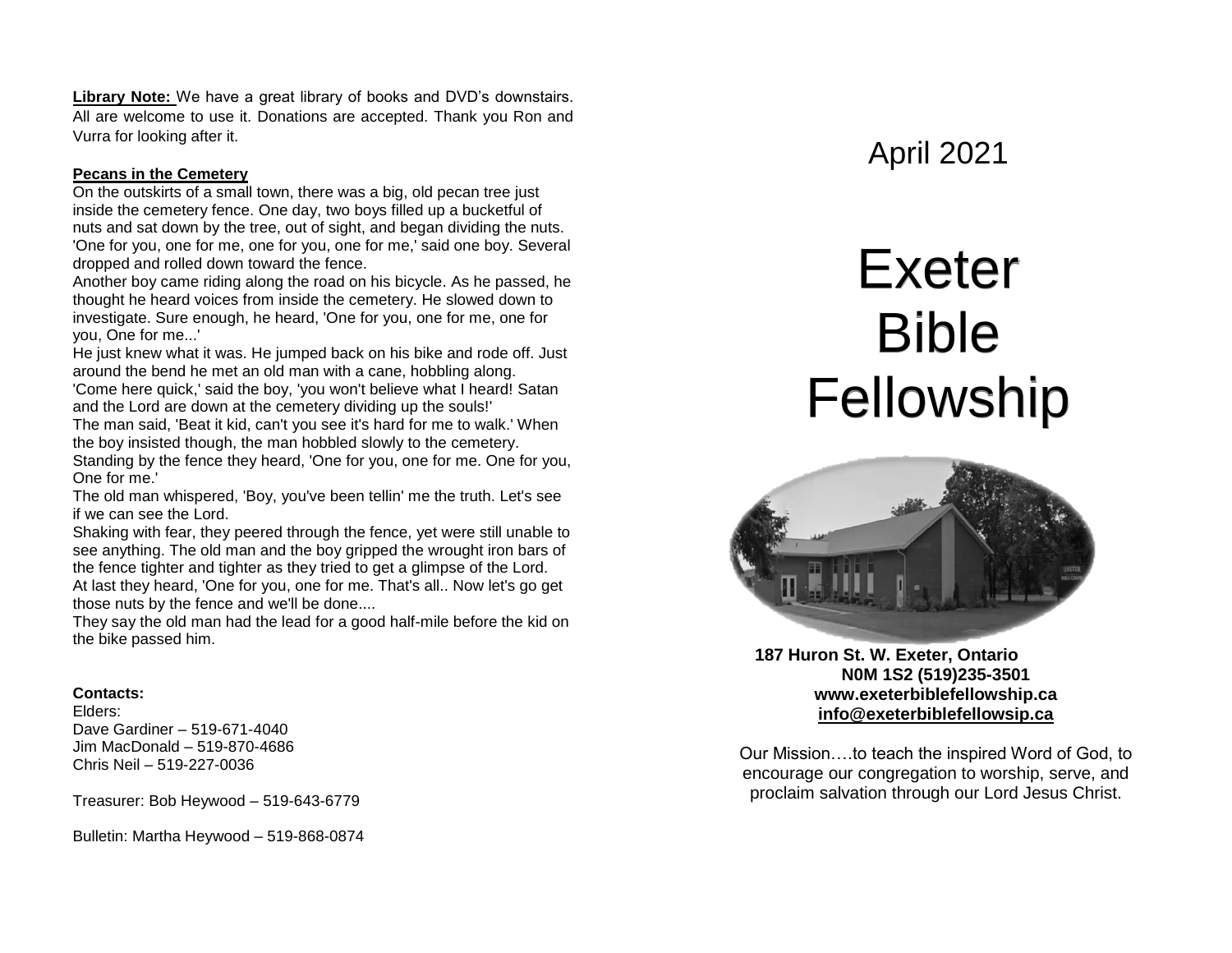**Library Note:** We have a great library of books and DVD's downstairs. All are welcome to use it. Donations are accepted. Thank you Ron and Vurra for looking after it.

**Pecans in the Cemetery**

On the outskirts of a small town, there was a big, old pecan tree just inside the cemetery fence. One day, two boys filled up a bucketful of nuts and sat down by the tree, out of sight, and began dividing the nuts. 'One for you, one for me, one for you, one for me,' said one boy. Several dropped and rolled down toward the fence.

Another boy came riding along the road on his bicycle. As he passed, he thought he heard voices from inside the cemetery. He slowed down to investigate. Sure enough, he heard, 'One for you, one for me, one for you, One for me...'

He just knew what it was. He jumped back on his bike and rode off. Just around the bend he met an old man with a cane, hobbling along.

'Come here quick,' said the boy, 'you won't believe what I heard! Satan and the Lord are down at the cemetery dividing up the souls!'

The man said, 'Beat it kid, can't you see it's hard for me to walk.' When the boy insisted though, the man hobbled slowly to the cemetery.

Standing by the fence they heard, 'One for you, one for me. One for you, One for me.'

The old man whispered, 'Boy, you've been tellin' me the truth. Let's see if we can see the Lord.

Shaking with fear, they peered through the fence, yet were still unable to see anything. The old man and the boy gripped the wrought iron bars of the fence tighter and tighter as they tried to get a glimpse of the Lord.

At last they heard, 'One for you, one for me. That's all.. Now let's go get those nuts by the fence and we'll be done....

They say the old man had the lead for a good half-mile before the kid on the bike passed him.

**Contacts:**

Elders:
Dave Gardiner – 519-671-4040
Jim MacDonald – 519-870-4686
Chris Neil – 519-227-0036

Treasurer: Bob Heywood – 519-643-6779

Bulletin: Martha Heywood – 519-868-0874

April 2021

# Exeter Bible Fellowship

**187 Huron St. W. Exeter, Ontario N0M 1S2 (519)235-3501**
**www.exeterbiblefellowship.ca**
**info@exeterbiblefellowsip.ca**

Our Mission….to teach the inspired Word of God, to encourage our congregation to worship, serve, and proclaim salvation through our Lord Jesus Christ.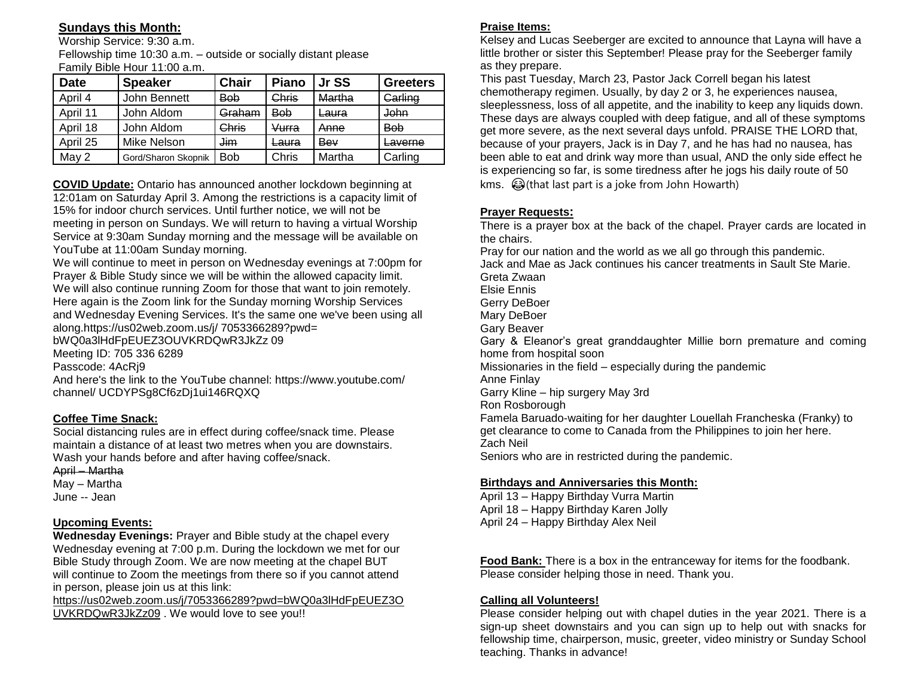**Sundays this Month:**

Worship Service: 9:30 a.m.
Fellowship time 10:30 a.m. – outside or socially distant please
Family Bible Hour 11:00 a.m.

| Date | Speaker | Chair | Piano | Jr SS | Greeters |
|---|---|---|---|---|---|
| April 4 | John Bennett | ~~Bob~~ | ~~Chris~~ | ~~Martha~~ | ~~Carling~~ |
| April 11 | John Aldom | ~~Graham~~ | ~~Bob~~ | ~~Laura~~ | ~~John~~ |
| April 18 | John Aldom | ~~Chris~~ | ~~Vurra~~ | ~~Anne~~ | ~~Bob~~ |
| April 25 | Mike Nelson | ~~Jim~~ | ~~Laura~~ | ~~Bev~~ | ~~Laverne~~ |
| May 2 | Gord/Sharon Skopnik | Bob | Chris | Martha | Carling |

**COVID Update:** Ontario has announced another lockdown beginning at 12:01am on Saturday April 3. Among the restrictions is a capacity limit of 15% for indoor church services. Until further notice, we will not be meeting in person on Sundays. We will return to having a virtual Worship Service at 9:30am Sunday morning and the message will be available on YouTube at 11:00am Sunday morning.
We will continue to meet in person on Wednesday evenings at 7:00pm for Prayer & Bible Study since we will be within the allowed capacity limit. We will also continue running Zoom for those that want to join remotely. Here again is the Zoom link for the Sunday morning Worship Services and Wednesday Evening Services. It's the same one we've been using all along.https://us02web.zoom.us/j/ 7053366289?pwd= bWQ0a3lHdFpEUEZ3OUVKRDQwR3JkZz 09
Meeting ID: 705 336 6289
Passcode: 4AcRj9
And here's the link to the YouTube channel: https://www.youtube.com/ channel/ UCDYPSg8Cf6zDj1ui146RQXQ

**Coffee Time Snack:**

Social distancing rules are in effect during coffee/snack time. Please maintain a distance of at least two metres when you are downstairs. Wash your hands before and after having coffee/snack.
~~April – Martha~~
May – Martha
June -- Jean

**Upcoming Events:**

**Wednesday Evenings:** Prayer and Bible study at the chapel every Wednesday evening at 7:00 p.m. During the lockdown we met for our Bible Study through Zoom. We are now meeting at the chapel BUT will continue to Zoom the meetings from there so if you cannot attend in person, please join us at this link:
https://us02web.zoom.us/j/7053366289?pwd=bWQ0a3lHdFpEUEZ3OUVKRDQwR3JkZz09 . We would love to see you!!

**Praise Items:**

Kelsey and Lucas Seeberger are excited to announce that Layna will have a little brother or sister this September! Please pray for the Seeberger family as they prepare.
This past Tuesday, March 23, Pastor Jack Correll began his latest chemotherapy regimen. Usually, by day 2 or 3, he experiences nausea, sleeplessness, loss of all appetite, and the inability to keep any liquids down. These days are always coupled with deep fatigue, and all of these symptoms get more severe, as the next several days unfold. PRAISE THE LORD that, because of your prayers, Jack is in Day 7, and he has had no nausea, has been able to eat and drink way more than usual, AND the only side effect he is experiencing so far, is some tiredness after he jogs his daily route of 50 kms. 😂(that last part is a joke from John Howarth)

**Prayer Requests:**

There is a prayer box at the back of the chapel. Prayer cards are located in the chairs.
Pray for our nation and the world as we all go through this pandemic.
Jack and Mae as Jack continues his cancer treatments in Sault Ste Marie.
Greta Zwaan
Elsie Ennis
Gerry DeBoer
Mary DeBoer
Gary Beaver
Gary & Eleanor's great granddaughter Millie born premature and coming home from hospital soon
Missionaries in the field – especially during the pandemic
Anne Finlay
Garry Kline – hip surgery May 3rd
Ron Rosborough
Famela Baruado-waiting for her daughter Louellah Francheska (Franky) to get clearance to come to Canada from the Philippines to join her here.
Zach Neil
Seniors who are in restricted during the pandemic.

**Birthdays and Anniversaries this Month:**

April 13 – Happy Birthday Vurra Martin
April 18 – Happy Birthday Karen Jolly
April 24 – Happy Birthday Alex Neil

**Food Bank:** There is a box in the entranceway for items for the foodbank. Please consider helping those in need. Thank you.

**Calling all Volunteers!**

Please consider helping out with chapel duties in the year 2021. There is a sign-up sheet downstairs and you can sign up to help out with snacks for fellowship time, chairperson, music, greeter, video ministry or Sunday School teaching. Thanks in advance!